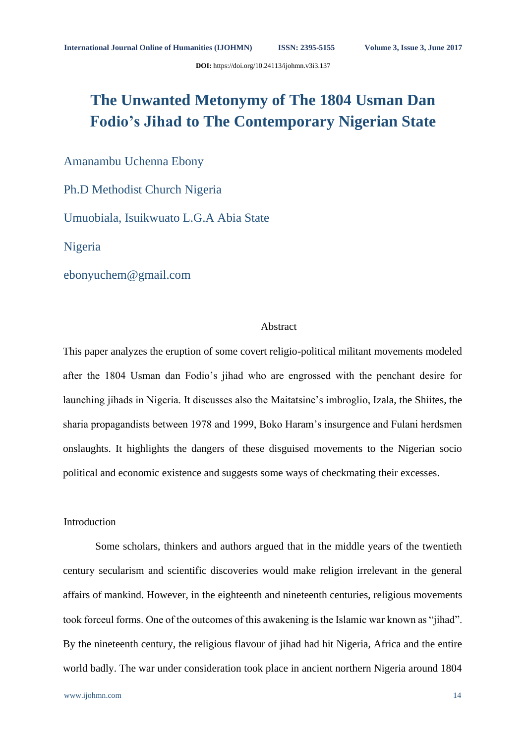# The Unwanted Metonymy of The 1804 Usman Dan Fodio's Jihad to The Contemporary Nigerian State

Amanambu Uchenna Ebony

Ph.D Methodist Church Nigeria

Umuobiala, Isuikwuato L.G.A Abia State

Nigeria

ebonyuchem@gmail.com

## Abstract

This paper analyzes the eruption of some covert religio-political militant movements modeled after the 1804 Usman dan Fodio's jihad who are engrossed with the penchant desire for launching jihads in Nigeria. It discusses also the Maitatsine's imbroglio, Izala, the Shiites, the sharia propagandists between 1978 and 1999, Boko Haram's insurgence and Fulani herdsmen onslaughts. It highlights the dangers of these disguised movements to the Nigerian socio political and economic existence and suggests some ways of checkmating their excesses.

## Introduction

Some scholars, thinkers and authors argued that in the middle years of the twentieth century secularism and scientific discoveries would make religion irrelevant in the general affairs of mankind. However, in the eighteenth and nineteenth centuries, religious movements took forceul forms. One of the outcomes of this awakening is the Islamic war known as "jihad". By the nineteenth century, the religious flavour of jihad had hit Nigeria, Africa and the entire world badly. The war under consideration took place in ancient northern Nigeria around 1804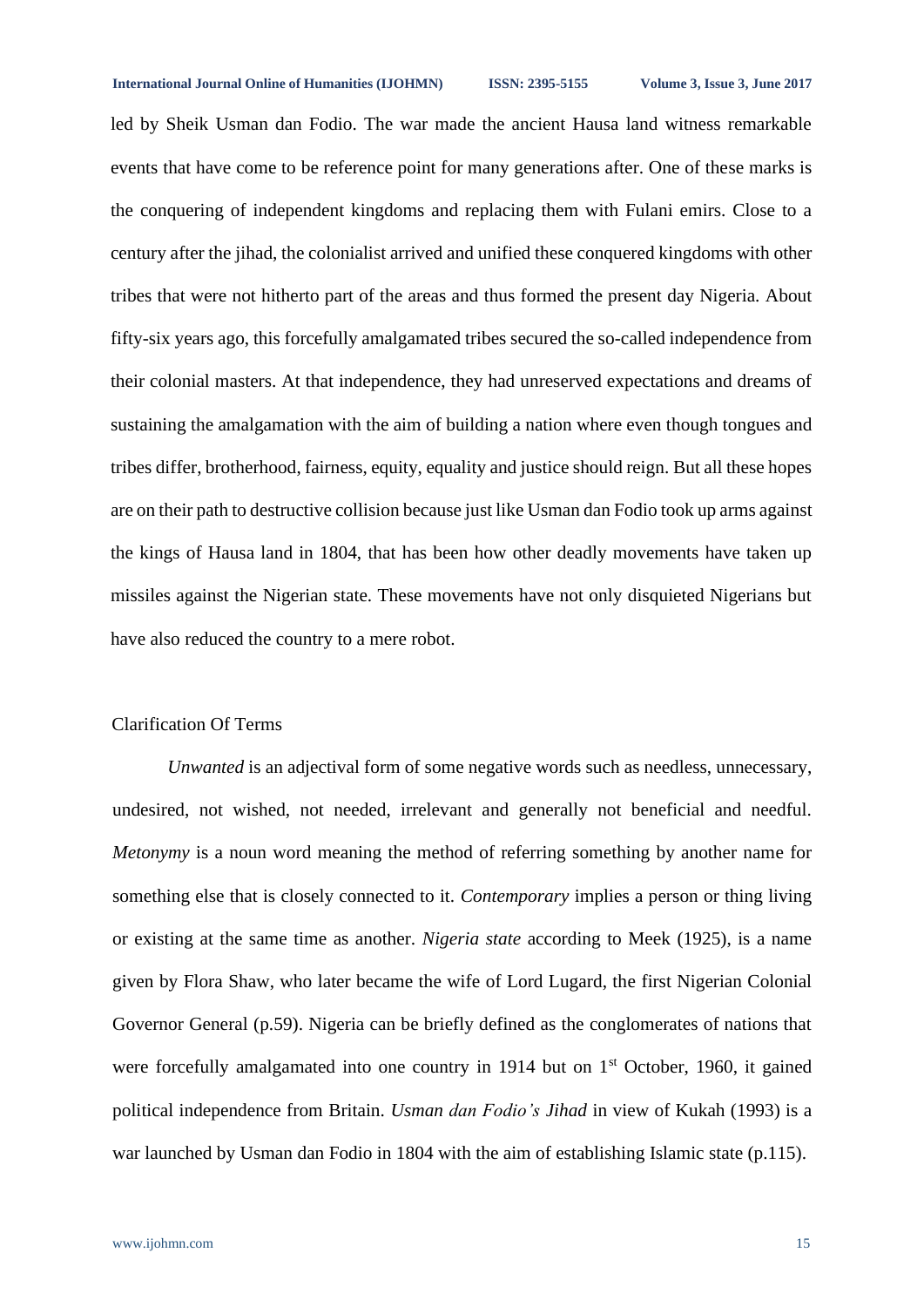led by Sheik Usman dan Fodio. The war made the ancient Hausa land witness remarkable events that have come to be reference point for many generations after. One of these marks is the conquering of independent kingdoms and replacing them with Fulani emirs. Close to a century after the jihad, the colonialist arrived and unified these conquered kingdoms with other tribes that were not hitherto part of the areas and thus formed the present day Nigeria. About fifty-six years ago, this forcefully amalgamated tribes secured the so-called independence from their colonial masters. At that independence, they had unreserved expectations and dreams of sustaining the amalgamation with the aim of building a nation where even though tongues and tribes differ, brotherhood, fairness, equity, equality and justice should reign. But all these hopes are on their path to destructive collision because just like Usman dan Fodio took up arms against the kings of Hausa land in 1804, that has been how other deadly movements have taken up missiles against the Nigerian state. These movements have not only disquieted Nigerians but have also reduced the country to a mere robot.

## Clarification Of Terms

*Unwanted* is an adjectival form of some negative words such as needless, unnecessary, undesired, not wished, not needed, irrelevant and generally not beneficial and needful. *Metonymy* is a noun word meaning the method of referring something by another name for something else that is closely connected to it. *Contemporary* implies a person or thing living or existing at the same time as another. *Nigeria state* according to Meek (1925), is a name given by Flora Shaw, who later became the wife of Lord Lugard, the first Nigerian Colonial Governor General (p.59). Nigeria can be briefly defined as the conglomerates of nations that were forcefully amalgamated into one country in 1914 but on 1st October, 1960, it gained political independence from Britain. *Usman dan Fodio's Jihad* in view of Kukah (1993) is a war launched by Usman dan Fodio in 1804 with the aim of establishing Islamic state (p.115).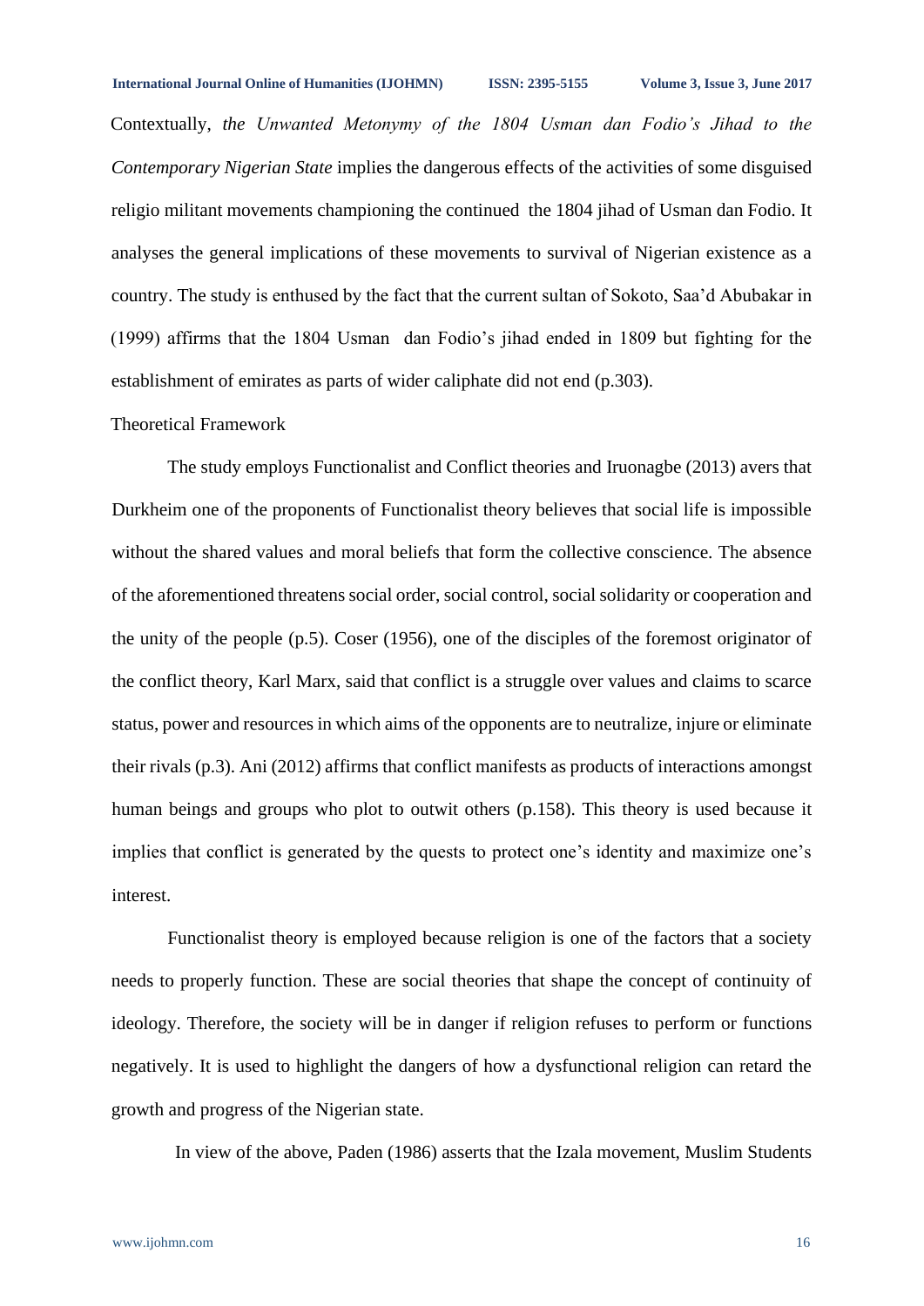Contextually, *the Unwanted Metonymy of the 1804 Usman dan Fodio's Jihad to the Contemporary Nigerian State* implies the dangerous effects of the activities of some disguised religio militant movements championing the continued the 1804 jihad of Usman dan Fodio. It analyses the general implications of these movements to survival of Nigerian existence as a country. The study is enthused by the fact that the current sultan of Sokoto, Saa'd Abubakar in (1999) affirms that the 1804 Usman dan Fodio's jihad ended in 1809 but fighting for the establishment of emirates as parts of wider caliphate did not end (p.303).

## Theoretical Framework

The study employs Functionalist and Conflict theories and Iruonagbe (2013) avers that Durkheim one of the proponents of Functionalist theory believes that social life is impossible without the shared values and moral beliefs that form the collective conscience. The absence of the aforementioned threatens social order, social control, social solidarity or cooperation and the unity of the people (p.5). Coser (1956), one of the disciples of the foremost originator of the conflict theory, Karl Marx, said that conflict is a struggle over values and claims to scarce status, power and resources in which aims of the opponents are to neutralize, injure or eliminate their rivals (p.3). Ani (2012) affirms that conflict manifests as products of interactions amongst human beings and groups who plot to outwit others (p.158). This theory is used because it implies that conflict is generated by the quests to protect one's identity and maximize one's interest.

Functionalist theory is employed because religion is one of the factors that a society needs to properly function. These are social theories that shape the concept of continuity of ideology. Therefore, the society will be in danger if religion refuses to perform or functions negatively. It is used to highlight the dangers of how a dysfunctional religion can retard the growth and progress of the Nigerian state.

In view of the above, Paden (1986) asserts that the Izala movement, Muslim Students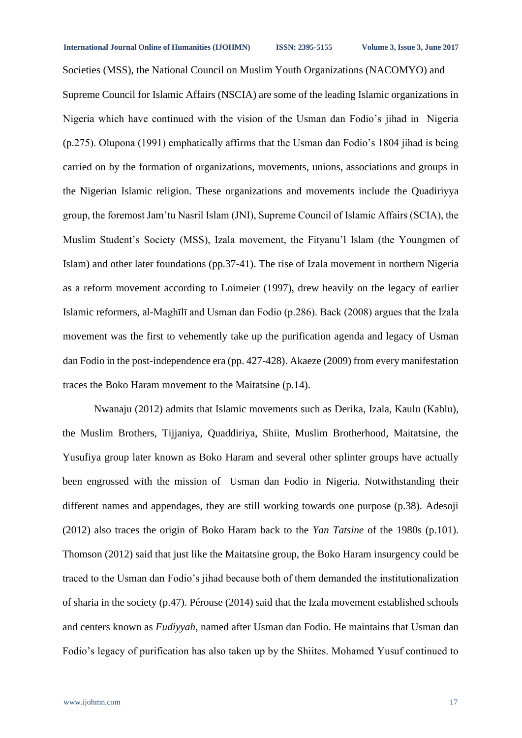Societies (MSS), the National Council on Muslim Youth Organizations (NACOMYO) and Supreme Council for Islamic Affairs (NSCIA) are some of the leading Islamic organizations in Nigeria which have continued with the vision of the Usman dan Fodio's jihad in Nigeria (p.275). Olupona (1991) emphatically affirms that the Usman dan Fodio's 1804 jihad is being carried on by the formation of organizations, movements, unions, associations and groups in the Nigerian Islamic religion. These organizations and movements include the Quadiriyya group, the foremost Jam'tu Nasril Islam (JNI), Supreme Council of Islamic Affairs (SCIA), the Muslim Student's Society (MSS), Izala movement, the Fityanu'l Islam (the Youngmen of Islam) and other later foundations (pp.37-41). The rise of Izala movement in northern Nigeria as a reform movement according to Loimeier (1997), drew heavily on the legacy of earlier Islamic reformers, al-Maghīlī and Usman dan Fodio (p.286). Back (2008) argues that the Izala movement was the first to vehemently take up the purification agenda and legacy of Usman dan Fodio in the post-independence era (pp. 427-428). Akaeze (2009) from every manifestation traces the Boko Haram movement to the Maitatsine (p.14).

Nwanaju (2012) admits that Islamic movements such as Derika, Izala, Kaulu (Kablu), the Muslim Brothers, Tijjaniya, Quaddiriya, Shiite, Muslim Brotherhood, Maitatsine, the Yusufiya group later known as Boko Haram and several other splinter groups have actually been engrossed with the mission of Usman dan Fodio in Nigeria. Notwithstanding their different names and appendages, they are still working towards one purpose (p.38). Adesoji (2012) also traces the origin of Boko Haram back to the *Yan Tatsine* of the 1980s (p.101). Thomson (2012) said that just like the Maitatsine group, the Boko Haram insurgency could be traced to the Usman dan Fodio's jihad because both of them demanded the institutionalization of sharia in the society (p.47). Pérouse (2014) said that the Izala movement established schools and centers known as *Fudiyyah*, named after Usman dan Fodio. He maintains that Usman dan Fodio's legacy of purification has also taken up by the Shiites. Mohamed Yusuf continued to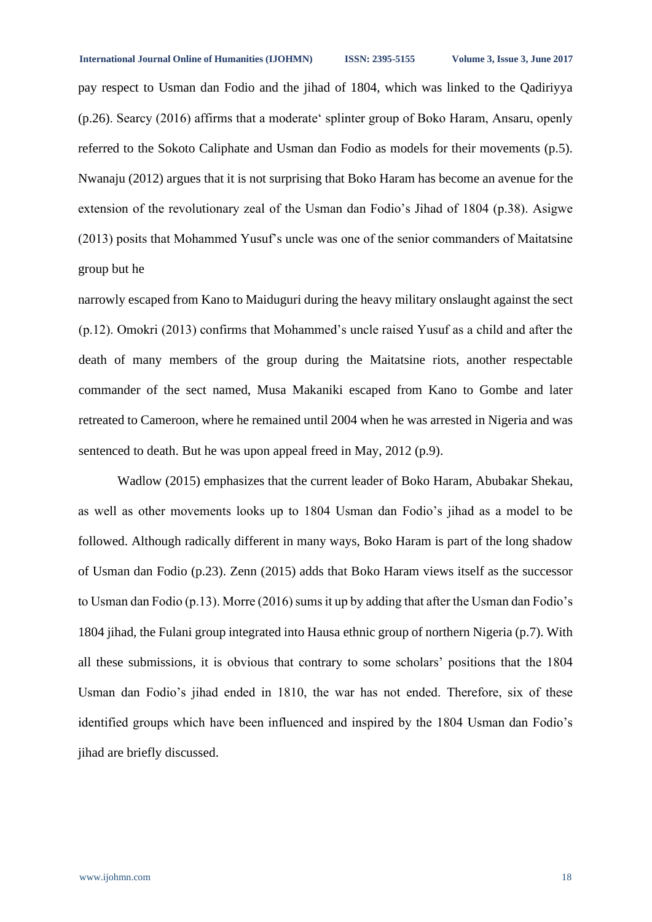pay respect to Usman dan Fodio and the jihad of 1804, which was linked to the Qadiriyya (p.26). Searcy (2016) affirms that a moderate' splinter group of Boko Haram, Ansaru, openly referred to the Sokoto Caliphate and Usman dan Fodio as models for their movements (p.5). Nwanaju (2012) argues that it is not surprising that Boko Haram has become an avenue for the extension of the revolutionary zeal of the Usman dan Fodio's Jihad of 1804 (p.38). Asigwe (2013) posits that Mohammed Yusuf's uncle was one of the senior commanders of Maitatsine group but he narrowly escaped from Kano to Maiduguri during the heavy military onslaught against the sect (p.12). Omokri (2013) confirms that Mohammed's uncle raised Yusuf as a child and after the death of many members of the group during the Maitatsine riots, another respectable commander of the sect named, Musa Makaniki escaped from Kano to Gombe and later retreated to Cameroon, where he remained until 2004 when he was arrested in Nigeria and was sentenced to death. But he was upon appeal freed in May, 2012 (p.9).

Wadlow (2015) emphasizes that the current leader of Boko Haram, Abubakar Shekau, as well as other movements looks up to 1804 Usman dan Fodio's jihad as a model to be followed. Although radically different in many ways, Boko Haram is part of the long shadow of Usman dan Fodio (p.23). Zenn (2015) adds that Boko Haram views itself as the successor to Usman dan Fodio (p.13). Morre (2016) sums it up by adding that after the Usman dan Fodio's 1804 jihad, the Fulani group integrated into Hausa ethnic group of northern Nigeria (p.7). With all these submissions, it is obvious that contrary to some scholars' positions that the 1804 Usman dan Fodio's jihad ended in 1810, the war has not ended. Therefore, six of these identified groups which have been influenced and inspired by the 1804 Usman dan Fodio's jihad are briefly discussed.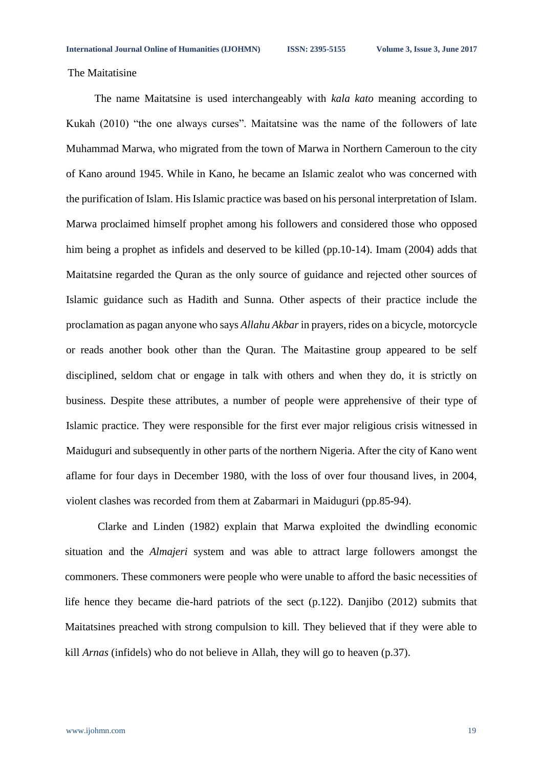The Maitatisine

The name Maitatsine is used interchangeably with *kala kato* meaning according to Kukah (2010) "the one always curses". Maitatsine was the name of the followers of late Muhammad Marwa, who migrated from the town of Marwa in Northern Cameroun to the city of Kano around 1945. While in Kano, he became an Islamic zealot who was concerned with the purification of Islam. His Islamic practice was based on his personal interpretation of Islam. Marwa proclaimed himself prophet among his followers and considered those who opposed him being a prophet as infidels and deserved to be killed (pp.10-14). Imam (2004) adds that Maitatsine regarded the Quran as the only source of guidance and rejected other sources of Islamic guidance such as Hadith and Sunna. Other aspects of their practice include the proclamation as pagan anyone who says *Allahu Akbar* in prayers, rides on a bicycle, motorcycle or reads another book other than the Quran. The Maitastine group appeared to be self disciplined, seldom chat or engage in talk with others and when they do, it is strictly on business. Despite these attributes, a number of people were apprehensive of their type of Islamic practice. They were responsible for the first ever major religious crisis witnessed in Maiduguri and subsequently in other parts of the northern Nigeria. After the city of Kano went aflame for four days in December 1980, with the loss of over four thousand lives, in 2004, violent clashes was recorded from them at Zabarmari in Maiduguri (pp.85-94).

Clarke and Linden (1982) explain that Marwa exploited the dwindling economic situation and the *Almajeri* system and was able to attract large followers amongst the commoners. These commoners were people who were unable to afford the basic necessities of life hence they became die-hard patriots of the sect (p.122). Danjibo (2012) submits that Maitatsines preached with strong compulsion to kill. They believed that if they were able to kill *Arnas* (infidels) who do not believe in Allah, they will go to heaven (p.37).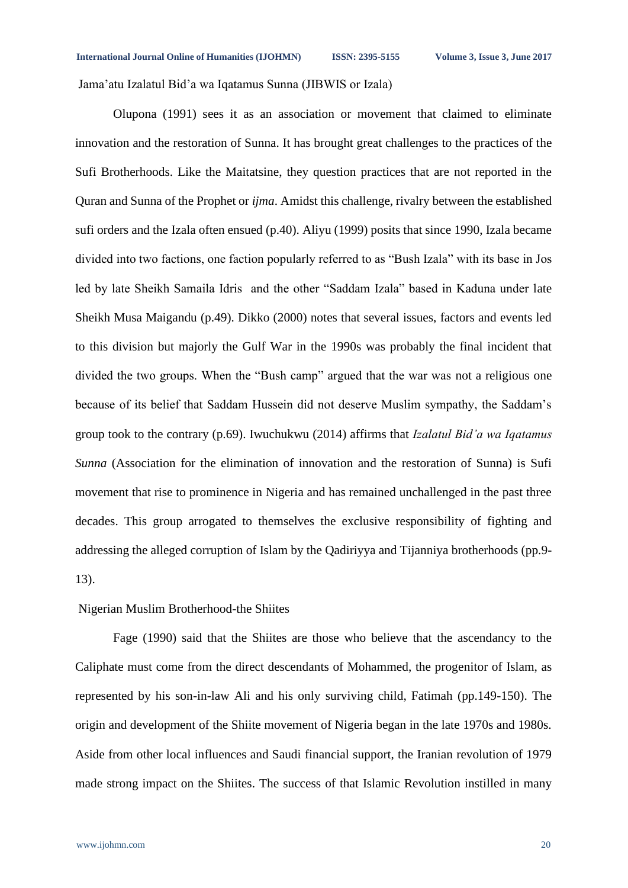Jama'atu Izalatul Bid'a wa Iqatamus Sunna (JIBWIS or Izala)

Olupona (1991) sees it as an association or movement that claimed to eliminate innovation and the restoration of Sunna. It has brought great challenges to the practices of the Sufi Brotherhoods. Like the Maitatsine, they question practices that are not reported in the Quran and Sunna of the Prophet or *ijma*. Amidst this challenge, rivalry between the established sufi orders and the Izala often ensued (p.40). Aliyu (1999) posits that since 1990, Izala became divided into two factions, one faction popularly referred to as "Bush Izala" with its base in Jos led by late Sheikh Samaila Idris and the other "Saddam Izala" based in Kaduna under late Sheikh Musa Maigandu (p.49). Dikko (2000) notes that several issues, factors and events led to this division but majorly the Gulf War in the 1990s was probably the final incident that divided the two groups. When the "Bush camp" argued that the war was not a religious one because of its belief that Saddam Hussein did not deserve Muslim sympathy, the Saddam's group took to the contrary (p.69). Iwuchukwu (2014) affirms that *Izalatul Bid'a wa Iqatamus Sunna* (Association for the elimination of innovation and the restoration of Sunna) is Sufi movement that rise to prominence in Nigeria and has remained unchallenged in the past three decades. This group arrogated to themselves the exclusive responsibility of fighting and addressing the alleged corruption of Islam by the Qadiriyya and Tijanniya brotherhoods (pp.9-13).

Nigerian Muslim Brotherhood-the Shiites

Fage (1990) said that the Shiites are those who believe that the ascendancy to the Caliphate must come from the direct descendants of Mohammed, the progenitor of Islam, as represented by his son-in-law Ali and his only surviving child, Fatimah (pp.149-150). The origin and development of the Shiite movement of Nigeria began in the late 1970s and 1980s. Aside from other local influences and Saudi financial support, the Iranian revolution of 1979 made strong impact on the Shiites. The success of that Islamic Revolution instilled in many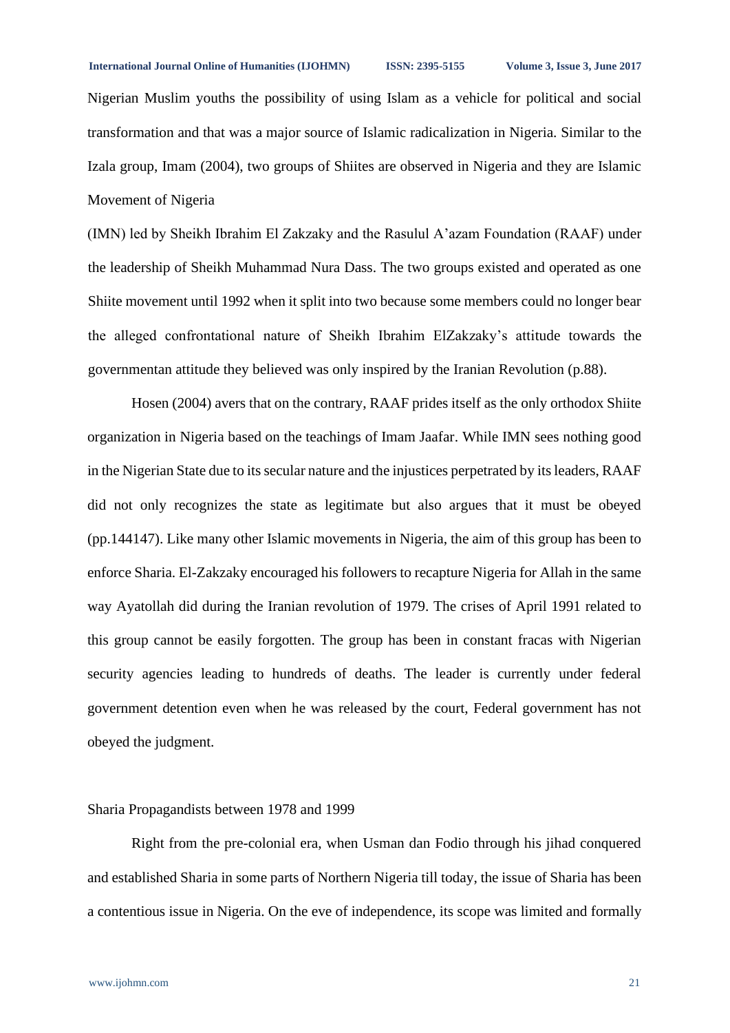Nigerian Muslim youths the possibility of using Islam as a vehicle for political and social transformation and that was a major source of Islamic radicalization in Nigeria. Similar to the Izala group, Imam (2004), two groups of Shiites are observed in Nigeria and they are Islamic Movement of Nigeria

(IMN) led by Sheikh Ibrahim El Zakzaky and the Rasulul A'azam Foundation (RAAF) under the leadership of Sheikh Muhammad Nura Dass. The two groups existed and operated as one Shiite movement until 1992 when it split into two because some members could no longer bear the alleged confrontational nature of Sheikh Ibrahim ElZakzaky's attitude towards the governmentan attitude they believed was only inspired by the Iranian Revolution (p.88).

Hosen (2004) avers that on the contrary, RAAF prides itself as the only orthodox Shiite organization in Nigeria based on the teachings of Imam Jaafar. While IMN sees nothing good in the Nigerian State due to its secular nature and the injustices perpetrated by its leaders, RAAF did not only recognizes the state as legitimate but also argues that it must be obeyed (pp.144147). Like many other Islamic movements in Nigeria, the aim of this group has been to enforce Sharia. El-Zakzaky encouraged his followers to recapture Nigeria for Allah in the same way Ayatollah did during the Iranian revolution of 1979. The crises of April 1991 related to this group cannot be easily forgotten. The group has been in constant fracas with Nigerian security agencies leading to hundreds of deaths. The leader is currently under federal government detention even when he was released by the court, Federal government has not obeyed the judgment.

## Sharia Propagandists between 1978 and 1999

Right from the pre-colonial era, when Usman dan Fodio through his jihad conquered and established Sharia in some parts of Northern Nigeria till today, the issue of Sharia has been a contentious issue in Nigeria. On the eve of independence, its scope was limited and formally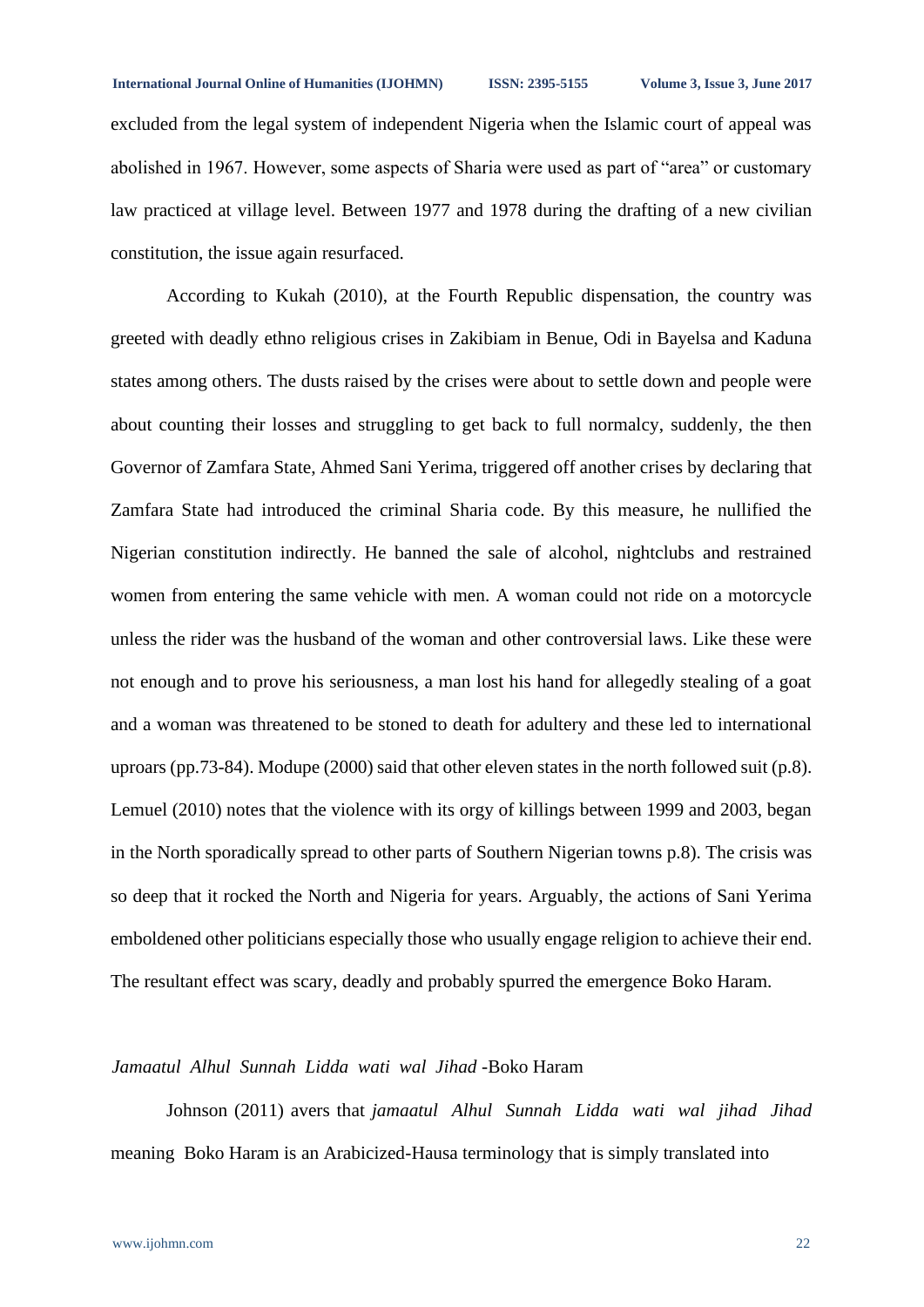excluded from the legal system of independent Nigeria when the Islamic court of appeal was abolished in 1967. However, some aspects of Sharia were used as part of "area" or customary law practiced at village level. Between 1977 and 1978 during the drafting of a new civilian constitution, the issue again resurfaced.

According to Kukah (2010), at the Fourth Republic dispensation, the country was greeted with deadly ethno religious crises in Zakibiam in Benue, Odi in Bayelsa and Kaduna states among others. The dusts raised by the crises were about to settle down and people were about counting their losses and struggling to get back to full normalcy, suddenly, the then Governor of Zamfara State, Ahmed Sani Yerima, triggered off another crises by declaring that Zamfara State had introduced the criminal Sharia code. By this measure, he nullified the Nigerian constitution indirectly. He banned the sale of alcohol, nightclubs and restrained women from entering the same vehicle with men. A woman could not ride on a motorcycle unless the rider was the husband of the woman and other controversial laws. Like these were not enough and to prove his seriousness, a man lost his hand for allegedly stealing of a goat and a woman was threatened to be stoned to death for adultery and these led to international uproars (pp.73-84). Modupe (2000) said that other eleven states in the north followed suit (p.8). Lemuel (2010) notes that the violence with its orgy of killings between 1999 and 2003, began in the North sporadically spread to other parts of Southern Nigerian towns p.8). The crisis was so deep that it rocked the North and Nigeria for years. Arguably, the actions of Sani Yerima emboldened other politicians especially those who usually engage religion to achieve their end. The resultant effect was scary, deadly and probably spurred the emergence Boko Haram.

## *Jamaatul Alhul Sunnah Lidda wati wal Jihad* -Boko Haram

Johnson (2011) avers that *jamaatul Alhul Sunnah Lidda wati wal jihad Jihad* meaning Boko Haram is an Arabicized-Hausa terminology that is simply translated into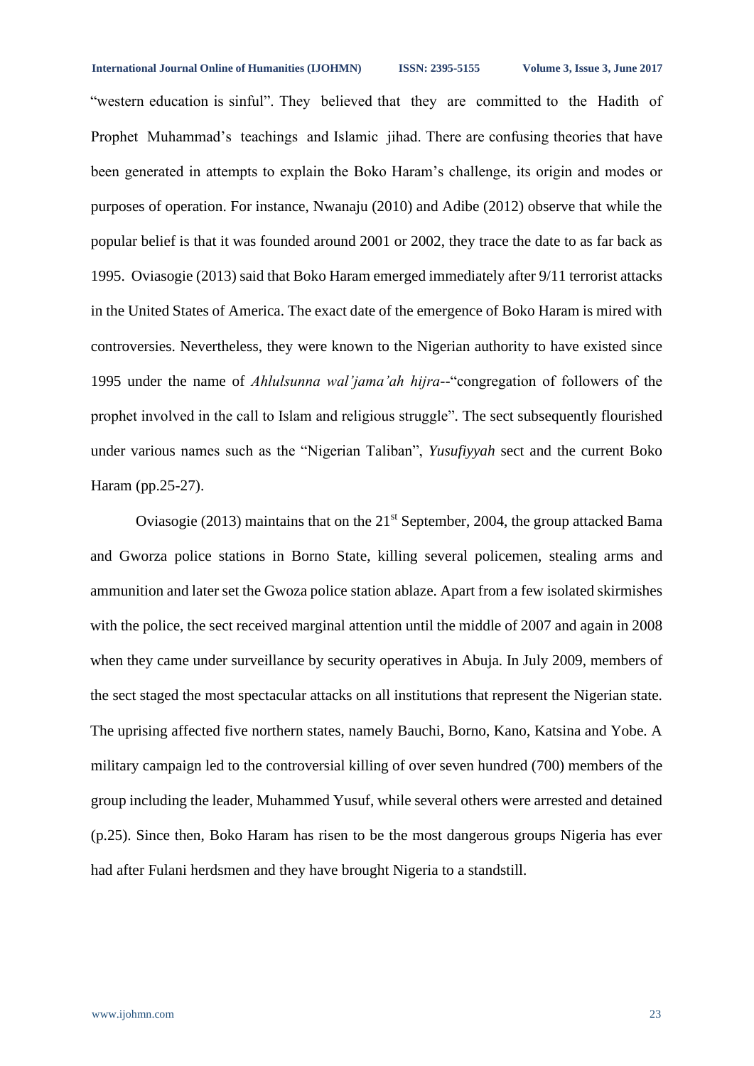"western education is sinful". They believed that they are committed to the Hadith of Prophet Muhammad's teachings and Islamic jihad. There are confusing theories that have been generated in attempts to explain the Boko Haram's challenge, its origin and modes or purposes of operation. For instance, Nwanaju (2010) and Adibe (2012) observe that while the popular belief is that it was founded around 2001 or 2002, they trace the date to as far back as 1995. Oviasogie (2013) said that Boko Haram emerged immediately after 9/11 terrorist attacks in the United States of America. The exact date of the emergence of Boko Haram is mired with controversies. Nevertheless, they were known to the Nigerian authority to have existed since 1995 under the name of *Ahlulsunna wal'jama'ah hijra*--"congregation of followers of the prophet involved in the call to Islam and religious struggle". The sect subsequently flourished under various names such as the "Nigerian Taliban", *Yusufiyyah* sect and the current Boko Haram (pp.25-27).

Oviasogie (2013) maintains that on the 21st September, 2004, the group attacked Bama and Gworza police stations in Borno State, killing several policemen, stealing arms and ammunition and later set the Gwoza police station ablaze. Apart from a few isolated skirmishes with the police, the sect received marginal attention until the middle of 2007 and again in 2008 when they came under surveillance by security operatives in Abuja. In July 2009, members of the sect staged the most spectacular attacks on all institutions that represent the Nigerian state. The uprising affected five northern states, namely Bauchi, Borno, Kano, Katsina and Yobe. A military campaign led to the controversial killing of over seven hundred (700) members of the group including the leader, Muhammed Yusuf, while several others were arrested and detained (p.25). Since then, Boko Haram has risen to be the most dangerous groups Nigeria has ever had after Fulani herdsmen and they have brought Nigeria to a standstill.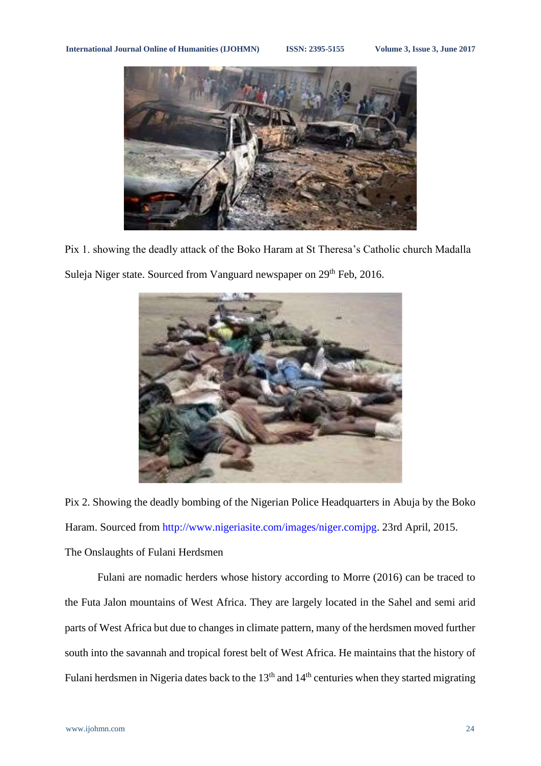Pix 1. showing the deadly attack of the Boko Haram at St Theresa's Catholic church Madalla Suleja Niger state. Sourced from Vanguard newspaper on 29th Feb, 2016.

Pix 2. Showing the deadly bombing of the Nigerian Police Headquarters in Abuja by the Boko Haram. Sourced from http://www.nigeriasite.com/images/niger.comjpg. 23rd April, 2015.

The Onslaughts of Fulani Herdsmen

Fulani are nomadic herders whose history according to Morre (2016) can be traced to the Futa Jalon mountains of West Africa. They are largely located in the Sahel and semi arid parts of West Africa but due to changes in climate pattern, many of the herdsmen moved further south into the savannah and tropical forest belt of West Africa. He maintains that the history of Fulani herdsmen in Nigeria dates back to the 13th and 14th centuries when they started migrating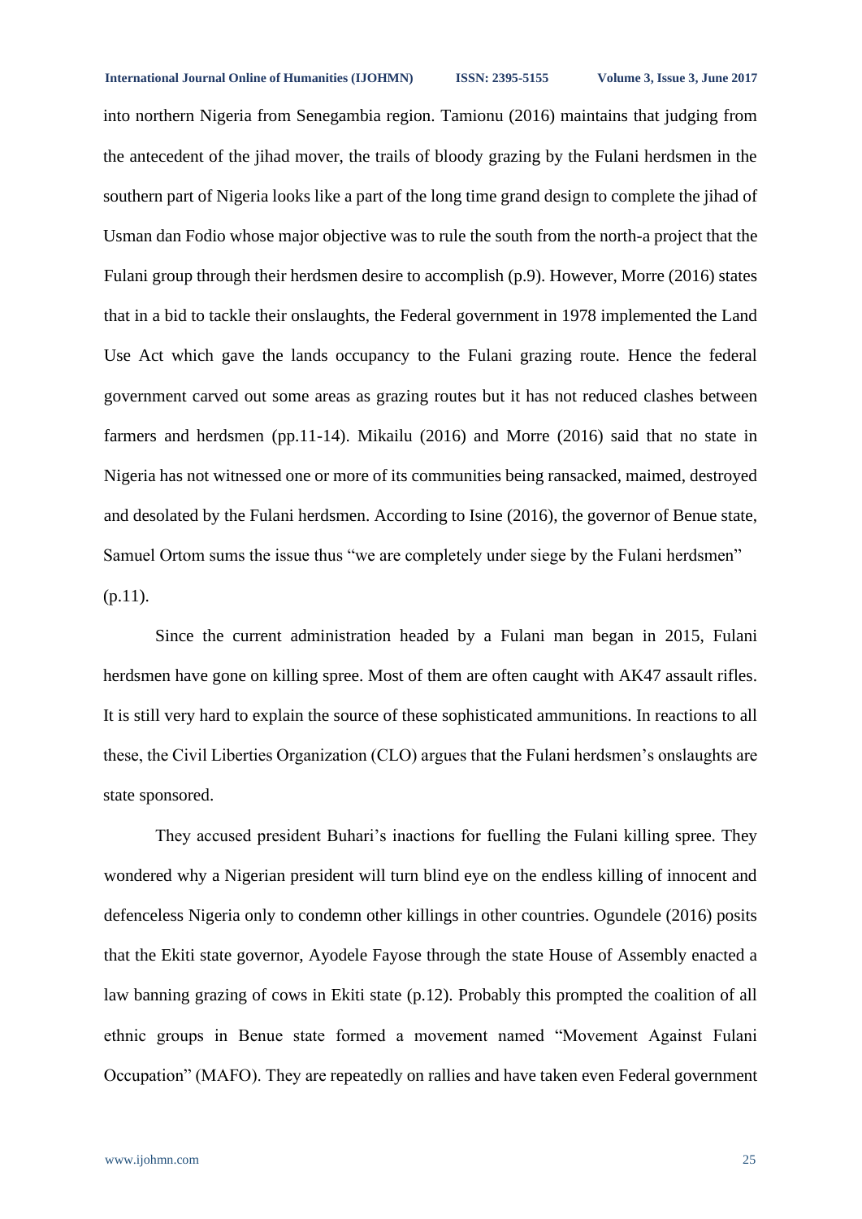into northern Nigeria from Senegambia region. Tamionu (2016) maintains that judging from the antecedent of the jihad mover, the trails of bloody grazing by the Fulani herdsmen in the southern part of Nigeria looks like a part of the long time grand design to complete the jihad of Usman dan Fodio whose major objective was to rule the south from the north-a project that the Fulani group through their herdsmen desire to accomplish (p.9). However, Morre (2016) states that in a bid to tackle their onslaughts, the Federal government in 1978 implemented the Land Use Act which gave the lands occupancy to the Fulani grazing route. Hence the federal government carved out some areas as grazing routes but it has not reduced clashes between farmers and herdsmen (pp.11-14). Mikailu (2016) and Morre (2016) said that no state in Nigeria has not witnessed one or more of its communities being ransacked, maimed, destroyed and desolated by the Fulani herdsmen. According to Isine (2016), the governor of Benue state, Samuel Ortom sums the issue thus "we are completely under siege by the Fulani herdsmen" (p.11).

Since the current administration headed by a Fulani man began in 2015, Fulani herdsmen have gone on killing spree. Most of them are often caught with AK47 assault rifles. It is still very hard to explain the source of these sophisticated ammunitions. In reactions to all these, the Civil Liberties Organization (CLO) argues that the Fulani herdsmen's onslaughts are state sponsored.

They accused president Buhari's inactions for fuelling the Fulani killing spree. They wondered why a Nigerian president will turn blind eye on the endless killing of innocent and defenceless Nigeria only to condemn other killings in other countries. Ogundele (2016) posits that the Ekiti state governor, Ayodele Fayose through the state House of Assembly enacted a law banning grazing of cows in Ekiti state (p.12). Probably this prompted the coalition of all ethnic groups in Benue state formed a movement named "Movement Against Fulani Occupation" (MAFO). They are repeatedly on rallies and have taken even Federal government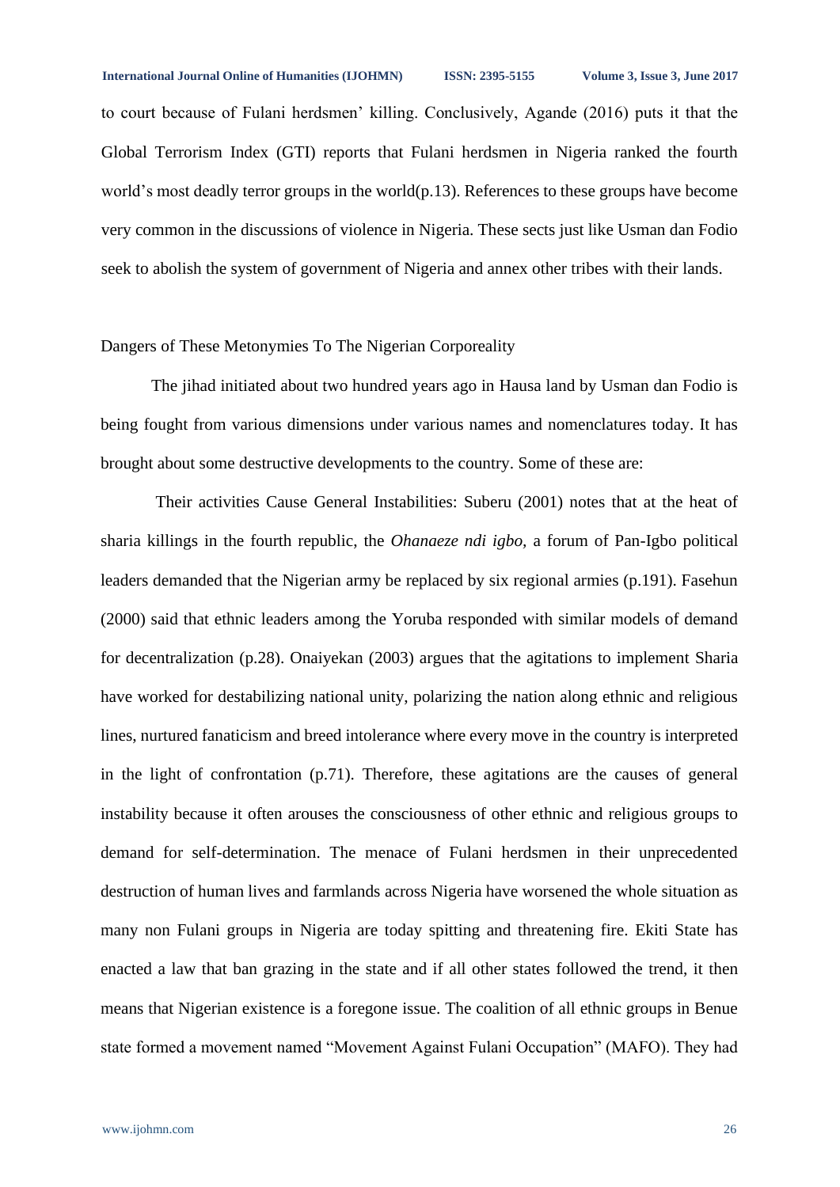to court because of Fulani herdsmen' killing. Conclusively, Agande (2016) puts it that the Global Terrorism Index (GTI) reports that Fulani herdsmen in Nigeria ranked the fourth world's most deadly terror groups in the world(p.13). References to these groups have become very common in the discussions of violence in Nigeria. These sects just like Usman dan Fodio seek to abolish the system of government of Nigeria and annex other tribes with their lands.

## Dangers of These Metonymies To The Nigerian Corporeality

The jihad initiated about two hundred years ago in Hausa land by Usman dan Fodio is being fought from various dimensions under various names and nomenclatures today. It has brought about some destructive developments to the country. Some of these are:

Their activities Cause General Instabilities: Suberu (2001) notes that at the heat of sharia killings in the fourth republic, the *Ohanaeze ndi igbo,* a forum of Pan-Igbo political leaders demanded that the Nigerian army be replaced by six regional armies (p.191). Fasehun (2000) said that ethnic leaders among the Yoruba responded with similar models of demand for decentralization (p.28). Onaiyekan (2003) argues that the agitations to implement Sharia have worked for destabilizing national unity, polarizing the nation along ethnic and religious lines, nurtured fanaticism and breed intolerance where every move in the country is interpreted in the light of confrontation (p.71). Therefore, these agitations are the causes of general instability because it often arouses the consciousness of other ethnic and religious groups to demand for self-determination. The menace of Fulani herdsmen in their unprecedented destruction of human lives and farmlands across Nigeria have worsened the whole situation as many non Fulani groups in Nigeria are today spitting and threatening fire. Ekiti State has enacted a law that ban grazing in the state and if all other states followed the trend, it then means that Nigerian existence is a foregone issue. The coalition of all ethnic groups in Benue state formed a movement named "Movement Against Fulani Occupation" (MAFO). They had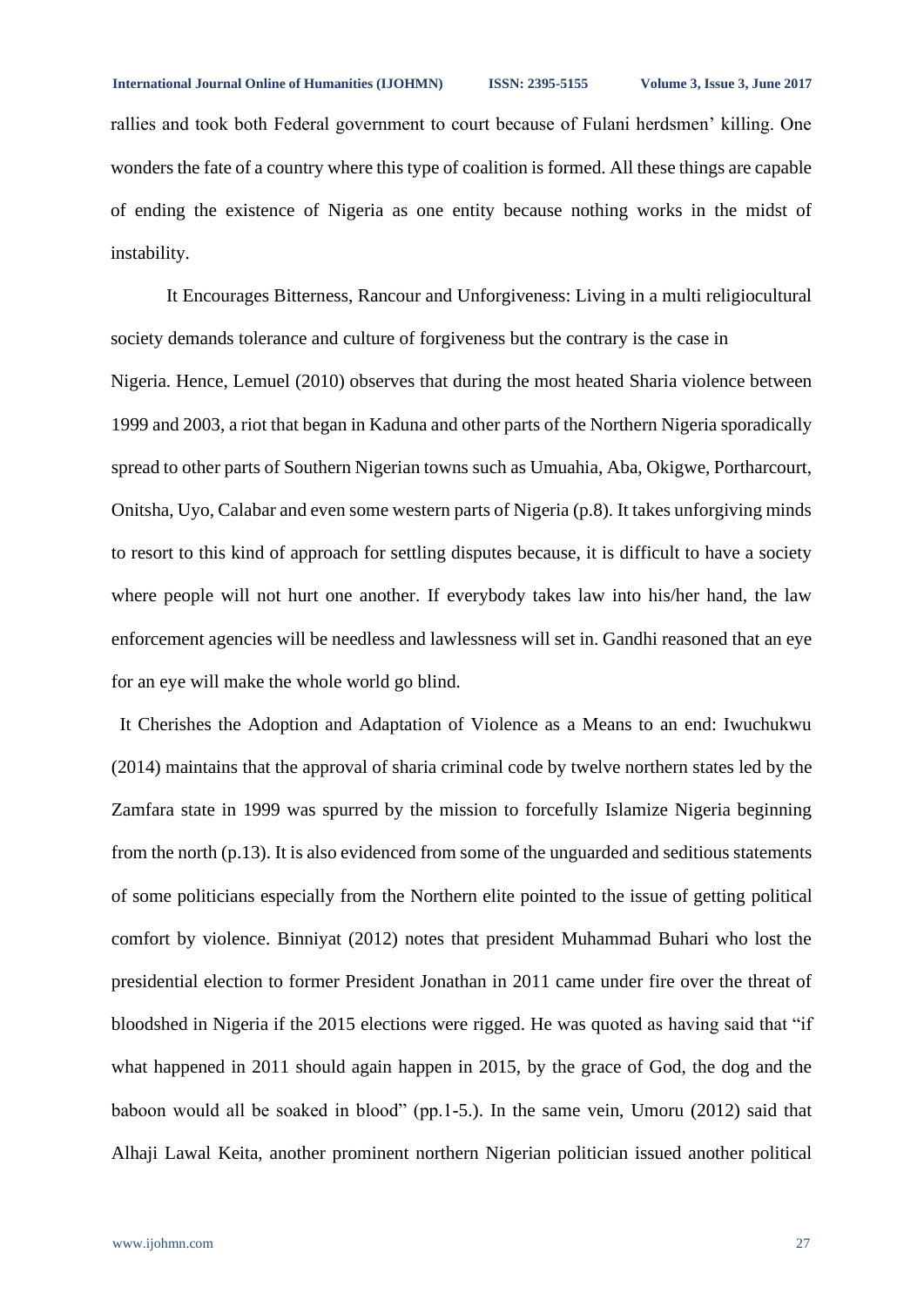rallies and took both Federal government to court because of Fulani herdsmen' killing. One wonders the fate of a country where this type of coalition is formed. All these things are capable of ending the existence of Nigeria as one entity because nothing works in the midst of instability.

It Encourages Bitterness, Rancour and Unforgiveness: Living in a multi religiocultural society demands tolerance and culture of forgiveness but the contrary is the case in Nigeria. Hence, Lemuel (2010) observes that during the most heated Sharia violence between 1999 and 2003, a riot that began in Kaduna and other parts of the Northern Nigeria sporadically spread to other parts of Southern Nigerian towns such as Umuahia, Aba, Okigwe, Portharcourt, Onitsha, Uyo, Calabar and even some western parts of Nigeria (p.8). It takes unforgiving minds to resort to this kind of approach for settling disputes because, it is difficult to have a society where people will not hurt one another. If everybody takes law into his/her hand, the law enforcement agencies will be needless and lawlessness will set in. Gandhi reasoned that an eye for an eye will make the whole world go blind.

It Cherishes the Adoption and Adaptation of Violence as a Means to an end: Iwuchukwu (2014) maintains that the approval of sharia criminal code by twelve northern states led by the Zamfara state in 1999 was spurred by the mission to forcefully Islamize Nigeria beginning from the north (p.13). It is also evidenced from some of the unguarded and seditious statements of some politicians especially from the Northern elite pointed to the issue of getting political comfort by violence. Binniyat (2012) notes that president Muhammad Buhari who lost the presidential election to former President Jonathan in 2011 came under fire over the threat of bloodshed in Nigeria if the 2015 elections were rigged. He was quoted as having said that "if what happened in 2011 should again happen in 2015, by the grace of God, the dog and the baboon would all be soaked in blood" (pp.1-5.). In the same vein, Umoru (2012) said that Alhaji Lawal Keita, another prominent northern Nigerian politician issued another political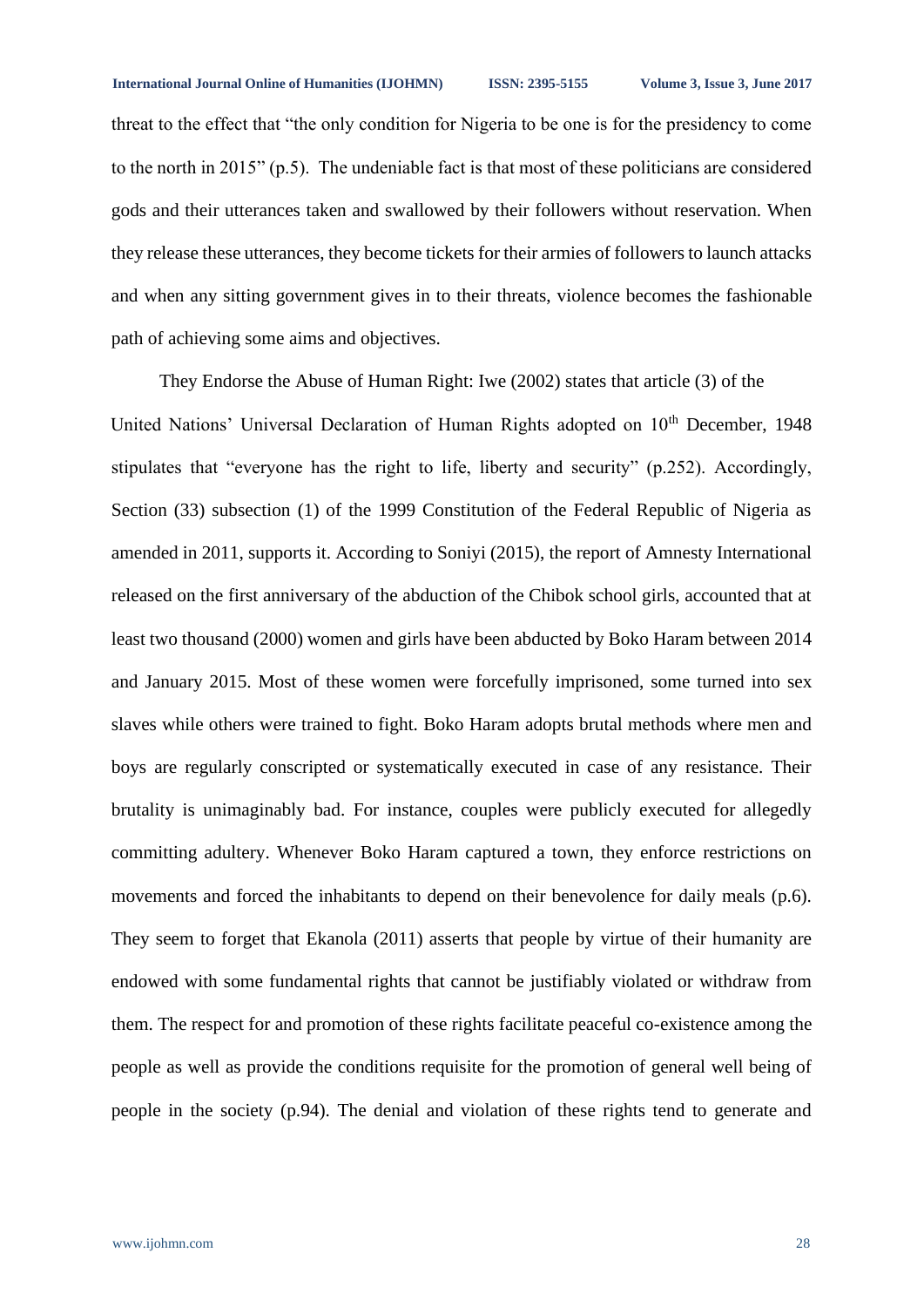threat to the effect that "the only condition for Nigeria to be one is for the presidency to come to the north in 2015" (p.5). The undeniable fact is that most of these politicians are considered gods and their utterances taken and swallowed by their followers without reservation. When they release these utterances, they become tickets for their armies of followers to launch attacks and when any sitting government gives in to their threats, violence becomes the fashionable path of achieving some aims and objectives.

They Endorse the Abuse of Human Right: Iwe (2002) states that article (3) of the United Nations' Universal Declaration of Human Rights adopted on 10th December, 1948 stipulates that "everyone has the right to life, liberty and security" (p.252). Accordingly, Section (33) subsection (1) of the 1999 Constitution of the Federal Republic of Nigeria as amended in 2011, supports it. According to Soniyi (2015), the report of Amnesty International released on the first anniversary of the abduction of the Chibok school girls, accounted that at least two thousand (2000) women and girls have been abducted by Boko Haram between 2014 and January 2015. Most of these women were forcefully imprisoned, some turned into sex slaves while others were trained to fight. Boko Haram adopts brutal methods where men and boys are regularly conscripted or systematically executed in case of any resistance. Their brutality is unimaginably bad. For instance, couples were publicly executed for allegedly committing adultery. Whenever Boko Haram captured a town, they enforce restrictions on movements and forced the inhabitants to depend on their benevolence for daily meals (p.6). They seem to forget that Ekanola (2011) asserts that people by virtue of their humanity are endowed with some fundamental rights that cannot be justifiably violated or withdraw from them. The respect for and promotion of these rights facilitate peaceful co-existence among the people as well as provide the conditions requisite for the promotion of general well being of people in the society (p.94). The denial and violation of these rights tend to generate and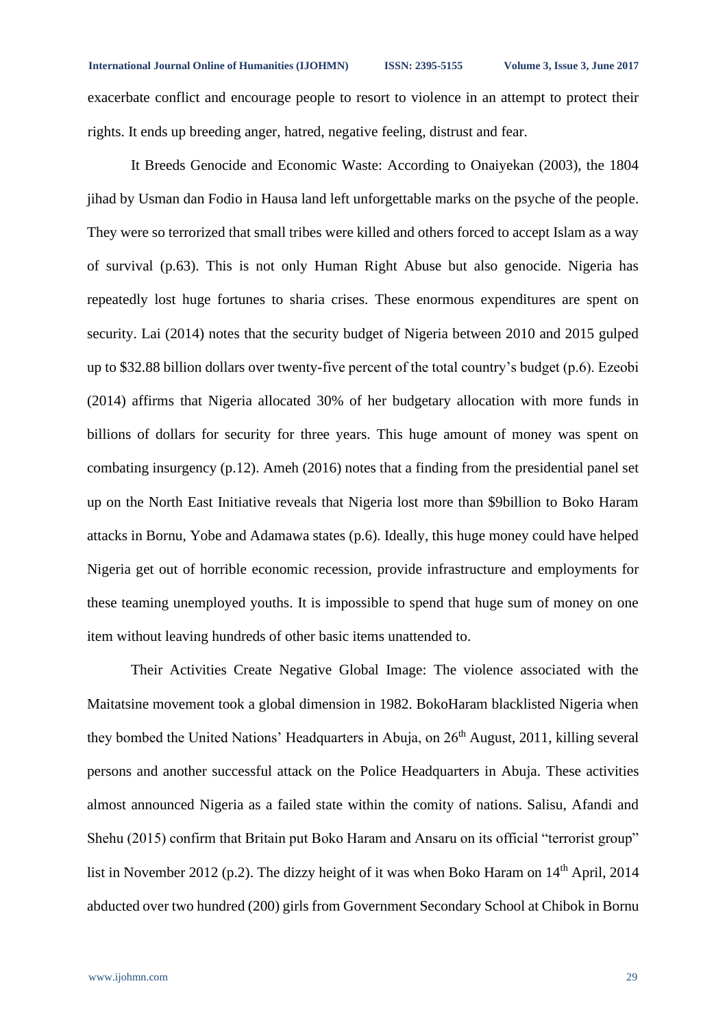exacerbate conflict and encourage people to resort to violence in an attempt to protect their rights. It ends up breeding anger, hatred, negative feeling, distrust and fear.

It Breeds Genocide and Economic Waste: According to Onaiyekan (2003), the 1804 jihad by Usman dan Fodio in Hausa land left unforgettable marks on the psyche of the people. They were so terrorized that small tribes were killed and others forced to accept Islam as a way of survival (p.63). This is not only Human Right Abuse but also genocide. Nigeria has repeatedly lost huge fortunes to sharia crises. These enormous expenditures are spent on security. Lai (2014) notes that the security budget of Nigeria between 2010 and 2015 gulped up to $32.88 billion dollars over twenty-five percent of the total country's budget (p.6). Ezeobi (2014) affirms that Nigeria allocated 30% of her budgetary allocation with more funds in billions of dollars for security for three years. This huge amount of money was spent on combating insurgency (p.12). Ameh (2016) notes that a finding from the presidential panel set up on the North East Initiative reveals that Nigeria lost more than $9billion to Boko Haram attacks in Bornu, Yobe and Adamawa states (p.6). Ideally, this huge money could have helped Nigeria get out of horrible economic recession, provide infrastructure and employments for these teaming unemployed youths. It is impossible to spend that huge sum of money on one item without leaving hundreds of other basic items unattended to.

Their Activities Create Negative Global Image: The violence associated with the Maitatsine movement took a global dimension in 1982. BokoHaram blacklisted Nigeria when they bombed the United Nations' Headquarters in Abuja, on 26th August, 2011, killing several persons and another successful attack on the Police Headquarters in Abuja. These activities almost announced Nigeria as a failed state within the comity of nations. Salisu, Afandi and Shehu (2015) confirm that Britain put Boko Haram and Ansaru on its official "terrorist group" list in November 2012 (p.2). The dizzy height of it was when Boko Haram on 14th April, 2014 abducted over two hundred (200) girls from Government Secondary School at Chibok in Bornu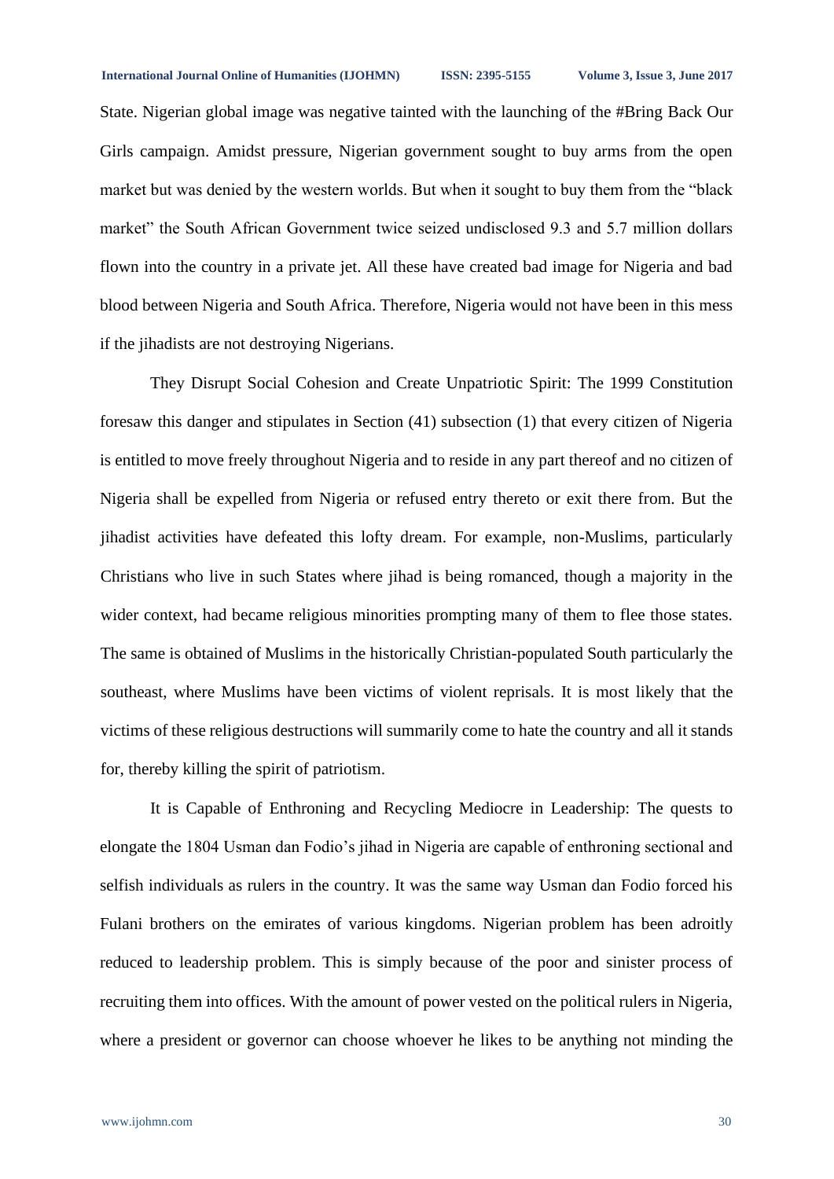State. Nigerian global image was negative tainted with the launching of the #Bring Back Our Girls campaign. Amidst pressure, Nigerian government sought to buy arms from the open market but was denied by the western worlds. But when it sought to buy them from the "black market" the South African Government twice seized undisclosed 9.3 and 5.7 million dollars flown into the country in a private jet. All these have created bad image for Nigeria and bad blood between Nigeria and South Africa. Therefore, Nigeria would not have been in this mess if the jihadists are not destroying Nigerians.

They Disrupt Social Cohesion and Create Unpatriotic Spirit: The 1999 Constitution foresaw this danger and stipulates in Section (41) subsection (1) that every citizen of Nigeria is entitled to move freely throughout Nigeria and to reside in any part thereof and no citizen of Nigeria shall be expelled from Nigeria or refused entry thereto or exit there from. But the jihadist activities have defeated this lofty dream. For example, non-Muslims, particularly Christians who live in such States where jihad is being romanced, though a majority in the wider context, had became religious minorities prompting many of them to flee those states. The same is obtained of Muslims in the historically Christian-populated South particularly the southeast, where Muslims have been victims of violent reprisals. It is most likely that the victims of these religious destructions will summarily come to hate the country and all it stands for, thereby killing the spirit of patriotism.

It is Capable of Enthroning and Recycling Mediocre in Leadership: The quests to elongate the 1804 Usman dan Fodio's jihad in Nigeria are capable of enthroning sectional and selfish individuals as rulers in the country. It was the same way Usman dan Fodio forced his Fulani brothers on the emirates of various kingdoms. Nigerian problem has been adroitly reduced to leadership problem. This is simply because of the poor and sinister process of recruiting them into offices. With the amount of power vested on the political rulers in Nigeria, where a president or governor can choose whoever he likes to be anything not minding the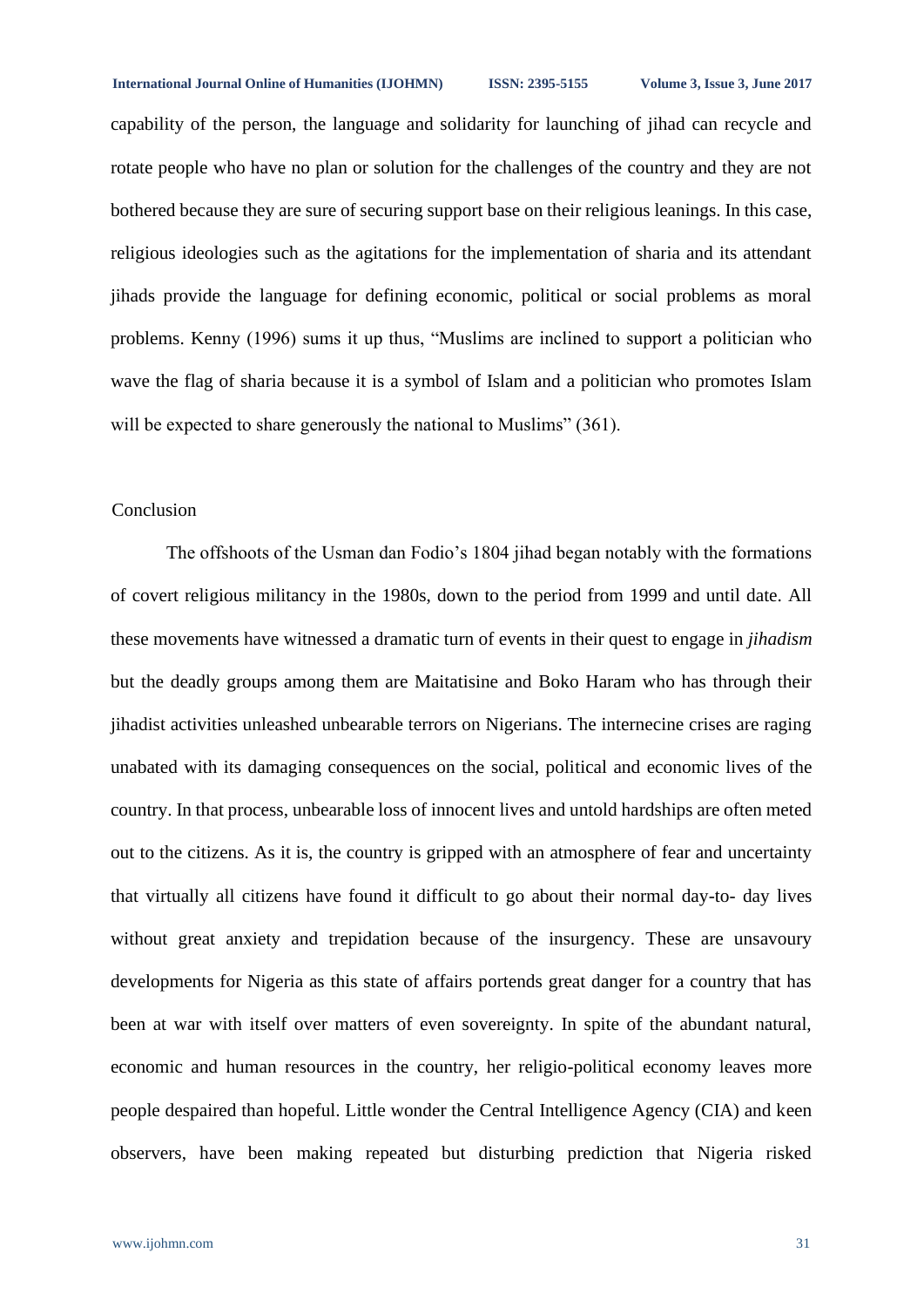capability of the person, the language and solidarity for launching of jihad can recycle and rotate people who have no plan or solution for the challenges of the country and they are not bothered because they are sure of securing support base on their religious leanings. In this case, religious ideologies such as the agitations for the implementation of sharia and its attendant jihads provide the language for defining economic, political or social problems as moral problems. Kenny (1996) sums it up thus, "Muslims are inclined to support a politician who wave the flag of sharia because it is a symbol of Islam and a politician who promotes Islam will be expected to share generously the national to Muslims" (361).

## Conclusion

The offshoots of the Usman dan Fodio's 1804 jihad began notably with the formations of covert religious militancy in the 1980s, down to the period from 1999 and until date. All these movements have witnessed a dramatic turn of events in their quest to engage in *jihadism* but the deadly groups among them are Maitatisine and Boko Haram who has through their jihadist activities unleashed unbearable terrors on Nigerians. The internecine crises are raging unabated with its damaging consequences on the social, political and economic lives of the country. In that process, unbearable loss of innocent lives and untold hardships are often meted out to the citizens. As it is, the country is gripped with an atmosphere of fear and uncertainty that virtually all citizens have found it difficult to go about their normal day-to- day lives without great anxiety and trepidation because of the insurgency. These are unsavoury developments for Nigeria as this state of affairs portends great danger for a country that has been at war with itself over matters of even sovereignty. In spite of the abundant natural, economic and human resources in the country, her religio-political economy leaves more people despaired than hopeful. Little wonder the Central Intelligence Agency (CIA) and keen observers, have been making repeated but disturbing prediction that Nigeria risked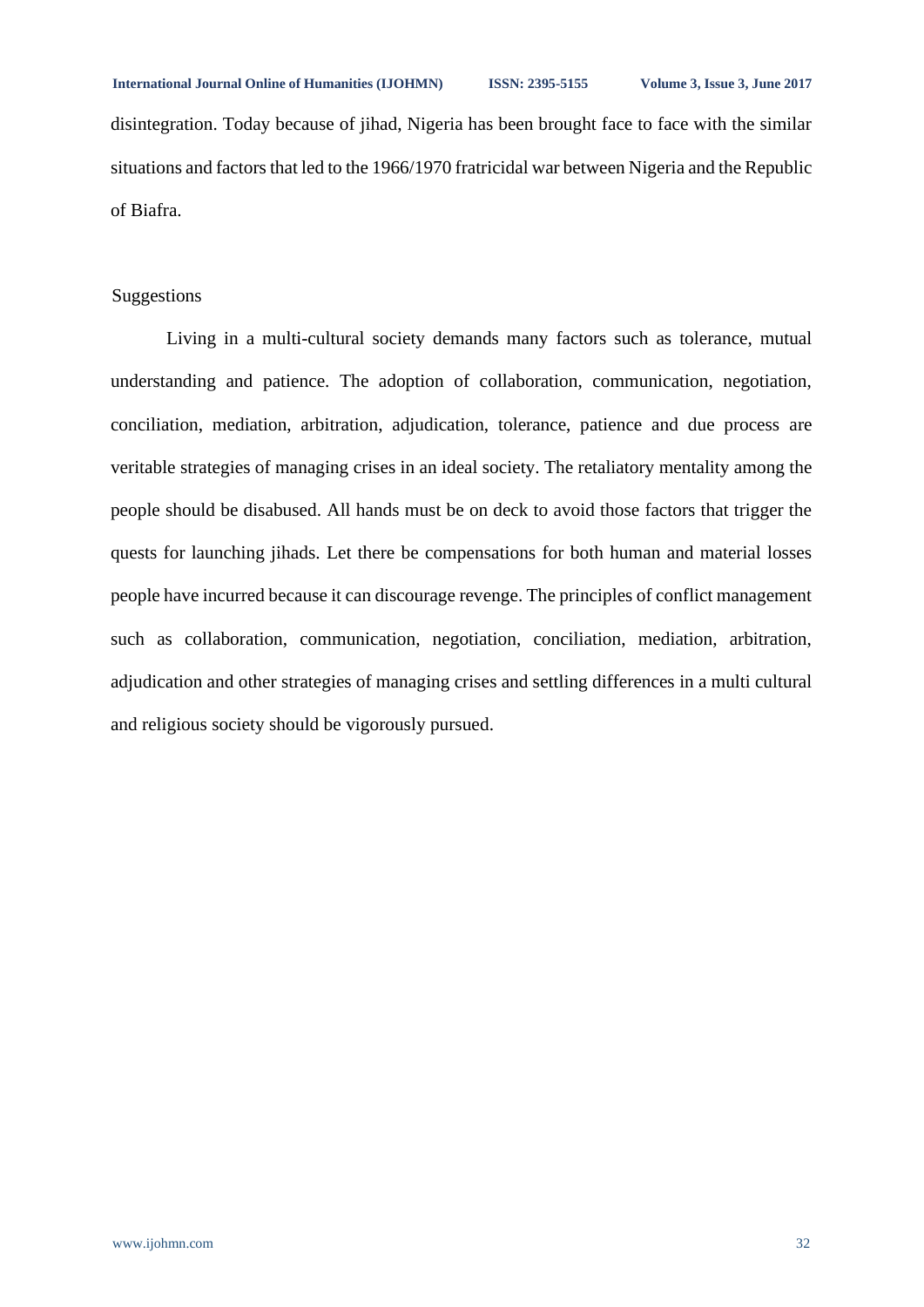disintegration. Today because of jihad, Nigeria has been brought face to face with the similar situations and factors that led to the 1966/1970 fratricidal war between Nigeria and the Republic of Biafra.

## Suggestions

Living in a multi-cultural society demands many factors such as tolerance, mutual understanding and patience. The adoption of collaboration, communication, negotiation, conciliation, mediation, arbitration, adjudication, tolerance, patience and due process are veritable strategies of managing crises in an ideal society. The retaliatory mentality among the people should be disabused. All hands must be on deck to avoid those factors that trigger the quests for launching jihads. Let there be compensations for both human and material losses people have incurred because it can discourage revenge. The principles of conflict management such as collaboration, communication, negotiation, conciliation, mediation, arbitration, adjudication and other strategies of managing crises and settling differences in a multi cultural and religious society should be vigorously pursued.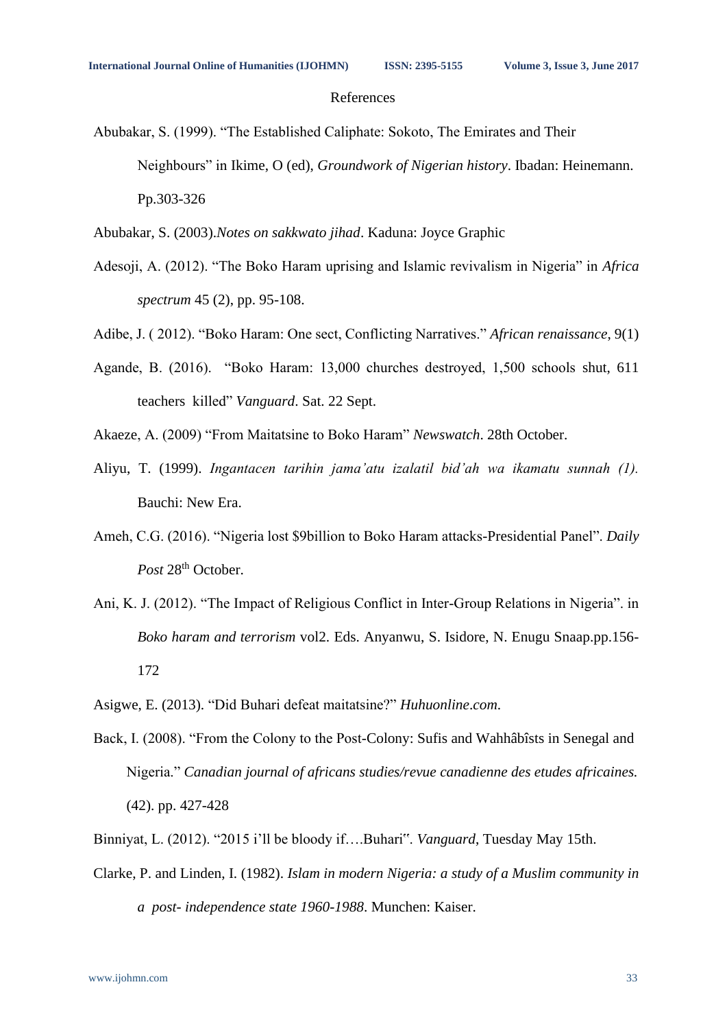References

Abubakar, S. (1999). “The Established Caliphate: Sokoto, The Emirates and Their Neighbours” in Ikime, O (ed), *Groundwork of Nigerian history*. Ibadan: Heinemann. Pp.303-326

Abubakar, S. (2003).*Notes on sakkwato jihad*. Kaduna: Joyce Graphic

Adesoji, A. (2012). “The Boko Haram uprising and Islamic revivalism in Nigeria” in *Africa spectrum* 45 (2), pp. 95-108.

Adibe, J. ( 2012). “Boko Haram: One sect, Conflicting Narratives.” *African renaissance*, 9(1)

Agande, B. (2016). “Boko Haram: 13,000 churches destroyed, 1,500 schools shut, 611 teachers killed” *Vanguard*. Sat. 22 Sept.

Akaeze, A. (2009) “From Maitatsine to Boko Haram” *Newswatch*. 28th October.

Aliyu, T. (1999). *Ingantacen tarihin jama’atu izalatil bid’ah wa ikamatu sunnah (1).* Bauchi: New Era.

Ameh, C.G. (2016). “Nigeria lost $9billion to Boko Haram attacks-Presidential Panel”. *Daily Post* 28th October.

Ani, K. J. (2012). “The Impact of Religious Conflict in Inter-Group Relations in Nigeria”. in *Boko haram and terrorism* vol2. Eds. Anyanwu, S. Isidore, N. Enugu Snaap.pp.156-172

Asigwe, E. (2013). “Did Buhari defeat maitatsine?” *Huhuonline.com.*

Back, I. (2008). “From the Colony to the Post-Colony: Sufis and Wahhâbîsts in Senegal and Nigeria.” *Canadian journal of africans studies/revue canadienne des etudes africaines.* (42). pp. 427-428

Binniyat, L. (2012). “2015 i’ll be bloody if….Buhari‟. *Vanguard*, Tuesday May 15th.

Clarke, P. and Linden, I. (1982). *Islam in modern Nigeria: a study of a Muslim community in a post- independence state 1960-1988*. Munchen: Kaiser.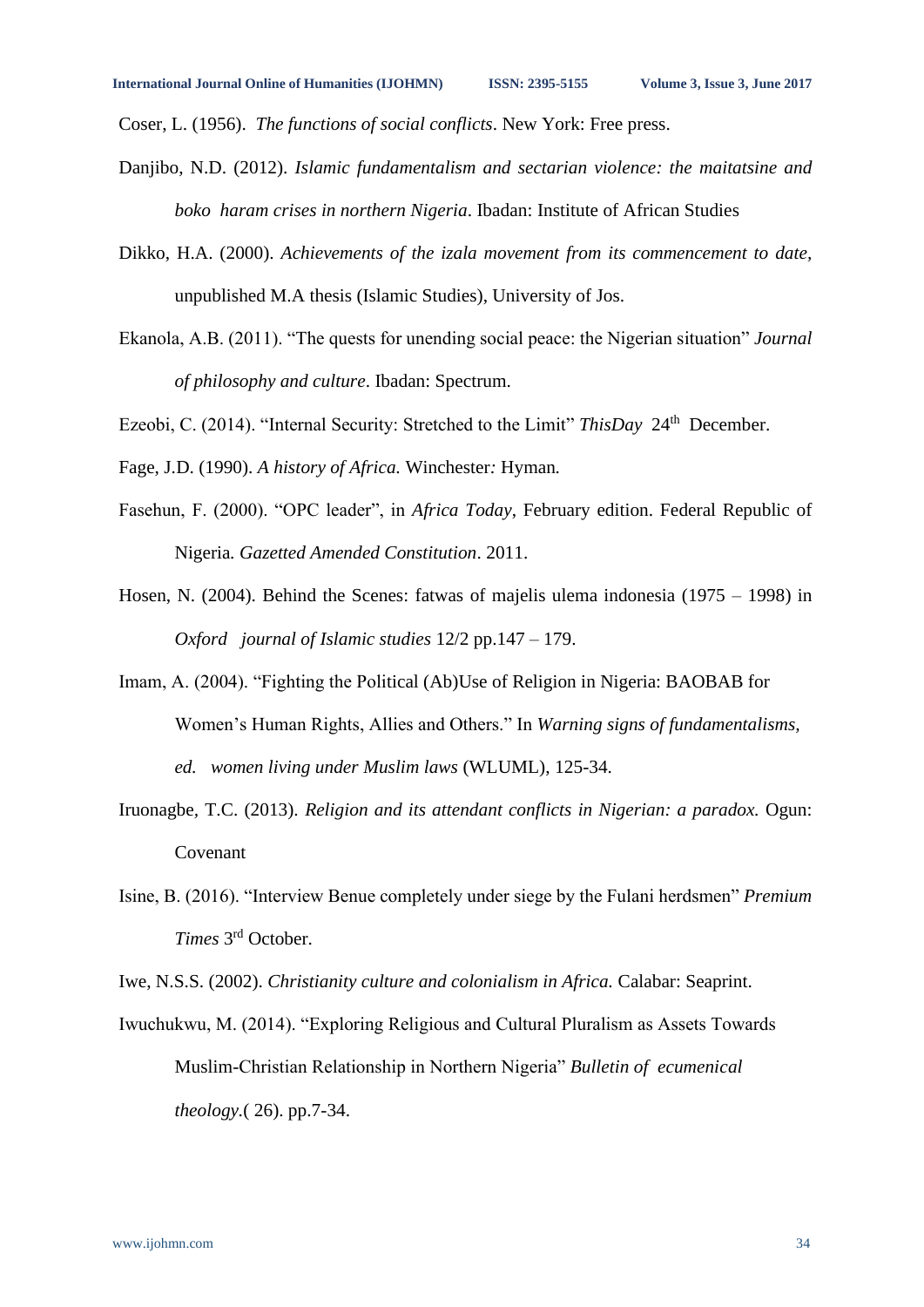Coser, L. (1956). *The functions of social conflicts*. New York: Free press.

Danjibo, N.D. (2012). *Islamic fundamentalism and sectarian violence: the maitatsine and boko haram crises in northern Nigeria*. Ibadan: Institute of African Studies

Dikko, H.A. (2000). *Achievements of the izala movement from its commencement to date,* unpublished M.A thesis (Islamic Studies), University of Jos.

Ekanola, A.B. (2011). "The quests for unending social peace: the Nigerian situation" *Journal of philosophy and culture*. Ibadan: Spectrum.

Ezeobi, C. (2014). "Internal Security: Stretched to the Limit" *ThisDay* 24th December.

Fage, J.D. (1990). *A history of Africa.* Winchester*:* Hyman*.*

Fasehun, F. (2000). "OPC leader", in *Africa Today*, February edition. Federal Republic of Nigeria*. Gazetted Amended Constitution*. 2011.

Hosen, N. (2004). Behind the Scenes: fatwas of majelis ulema indonesia (1975 – 1998) in *Oxford journal of Islamic studies* 12/2 pp.147 – 179.

Imam, A. (2004). "Fighting the Political (Ab)Use of Religion in Nigeria: BAOBAB for Women's Human Rights, Allies and Others." In *Warning signs of fundamentalisms, ed. women living under Muslim laws* (WLUML), 125-34.

Iruonagbe, T.C. (2013). *Religion and its attendant conflicts in Nigerian: a paradox.* Ogun: Covenant

Isine, B. (2016). "Interview Benue completely under siege by the Fulani herdsmen" *Premium Times* 3rd October.

Iwe, N.S.S. (2002). *Christianity culture and colonialism in Africa.* Calabar: Seaprint.

Iwuchukwu, M. (2014). "Exploring Religious and Cultural Pluralism as Assets Towards Muslim-Christian Relationship in Northern Nigeria" *Bulletin of ecumenical theology*.( 26). pp.7-34.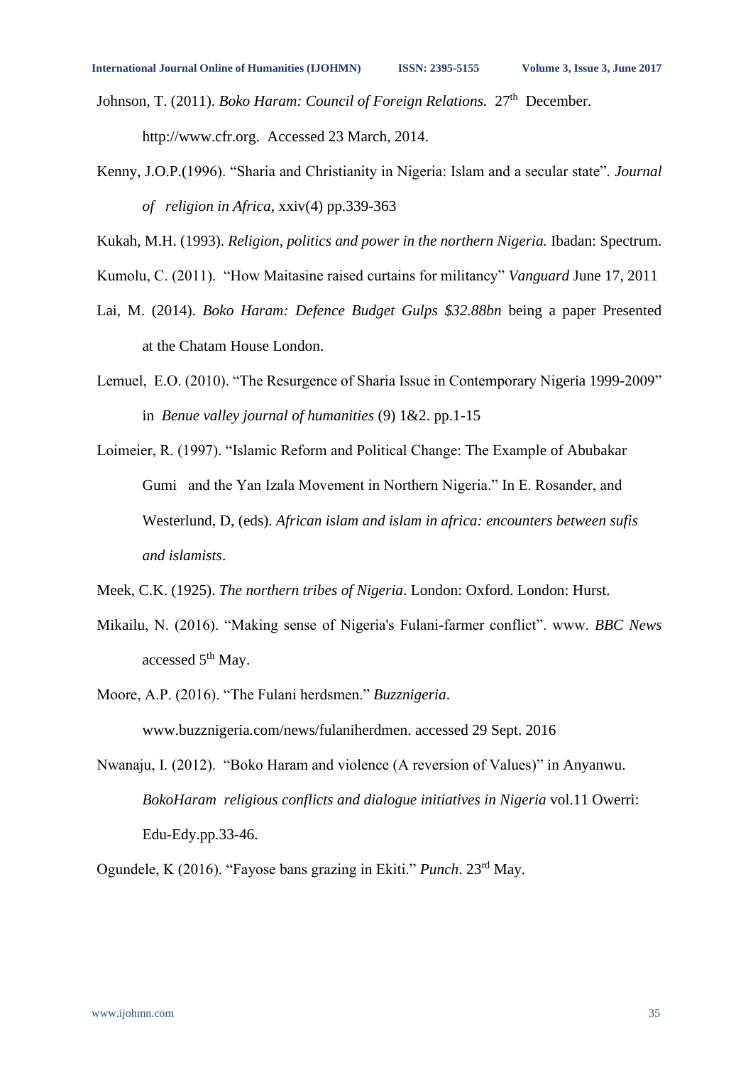Johnson, T. (2011). *Boko Haram: Council of Foreign Relations.* 27th December. http://www.cfr.org. Accessed 23 March, 2014.

Kenny, J.O.P.(1996). "Sharia and Christianity in Nigeria: Islam and a secular state". *Journal of religion in Africa,* xxiv(4) pp.339-363

Kukah, M.H. (1993). *Religion, politics and power in the northern Nigeria.* Ibadan: Spectrum.

Kumolu, C. (2011). "How Maitasine raised curtains for militancy" *Vanguard* June 17, 2011

Lai, M. (2014). *Boko Haram: Defence Budget Gulps $32.88bn* being a paper Presented at the Chatam House London.

Lemuel, E.O. (2010). "The Resurgence of Sharia Issue in Contemporary Nigeria 1999-2009" in *Benue valley journal of humanities* (9) 1&2. pp.1-15

Loimeier, R. (1997). "Islamic Reform and Political Change: The Example of Abubakar Gumi and the Yan Izala Movement in Northern Nigeria." In E. Rosander, and Westerlund, D, (eds). *African islam and islam in africa: encounters between sufis and islamists*.

Meek, C.K. (1925). *The northern tribes of Nigeria*. London: Oxford. London: Hurst.

Mikailu, N. (2016). "Making sense of Nigeria's Fulani-farmer conflict". www. *BBC News* accessed 5th May.

Moore, A.P. (2016). "The Fulani herdsmen." *Buzznigeria*. www.buzznigeria.com/news/fulaniherdmen. accessed 29 Sept. 2016

Nwanaju, I. (2012). "Boko Haram and violence (A reversion of Values)" in Anyanwu. *BokoHaram religious conflicts and dialogue initiatives in Nigeria* vol.11 Owerri: Edu-Edy.pp.33-46.

Ogundele, K (2016). "Fayose bans grazing in Ekiti." *Punch*. 23rd May.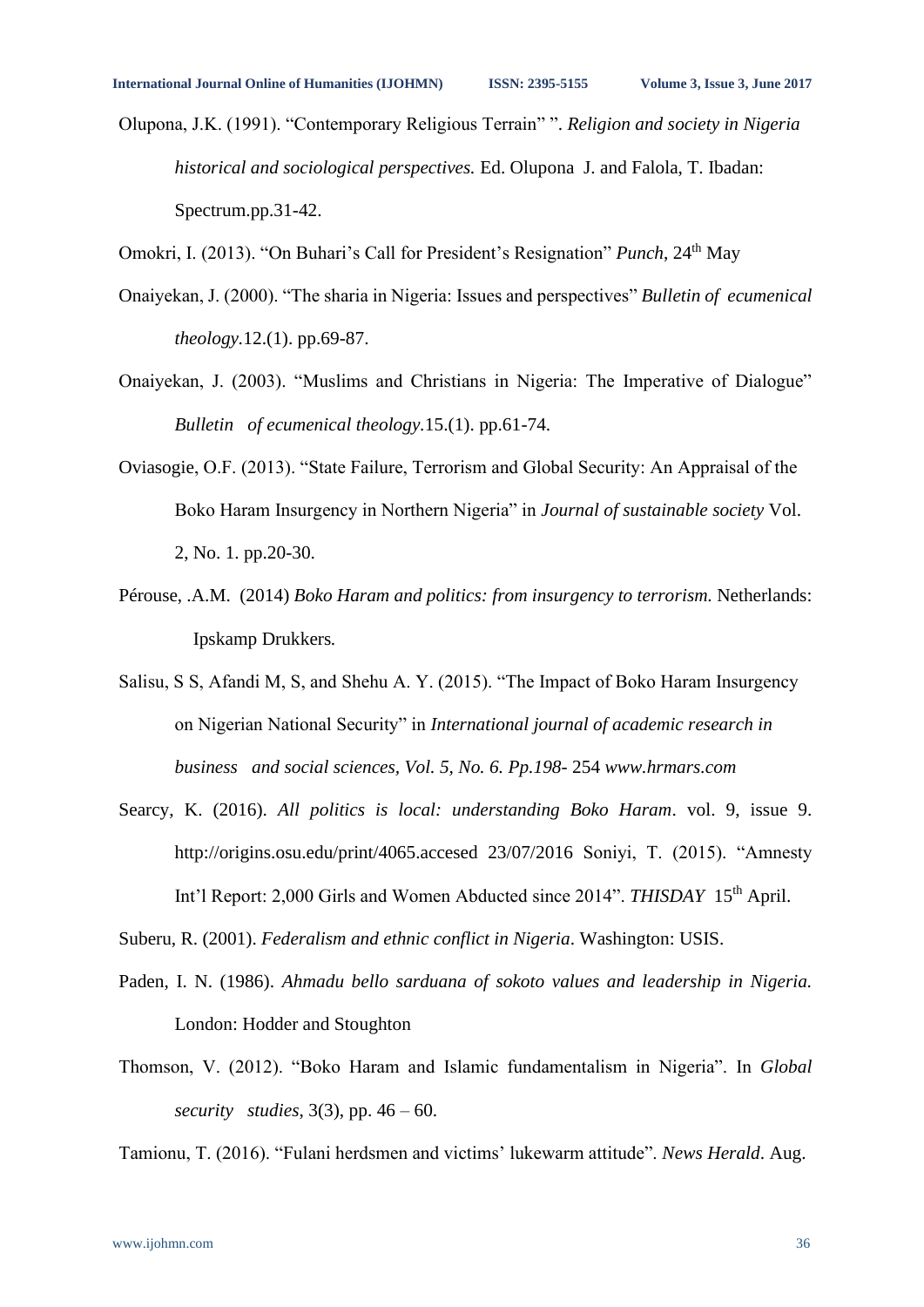Olupona, J.K. (1991). "Contemporary Religious Terrain" ". *Religion and society in Nigeria historical and sociological perspectives.* Ed. Olupona J. and Falola, T. Ibadan: Spectrum.pp.31-42.

Omokri, I. (2013). "On Buhari's Call for President's Resignation" *Punch*, 24th May

Onaiyekan, J. (2000). "The sharia in Nigeria: Issues and perspectives" *Bulletin of ecumenical theology*.12.(1). pp.69-87.

Onaiyekan, J. (2003). "Muslims and Christians in Nigeria: The Imperative of Dialogue" *Bulletin of ecumenical theology*.15.(1). pp.61-74.

Oviasogie, O.F. (2013). "State Failure, Terrorism and Global Security: An Appraisal of the Boko Haram Insurgency in Northern Nigeria" in *Journal of sustainable society* Vol. 2, No. 1. pp.20-30.

Pérouse, .A.M. (2014) *Boko Haram and politics: from insurgency to terrorism.* Netherlands: Ipskamp Drukkers.

Salisu, S S, Afandi M, S, and Shehu A. Y. (2015). "The Impact of Boko Haram Insurgency on Nigerian National Security" in *International journal of academic research in business and social sciences, Vol. 5, No. 6. Pp.198-* 254 *www.hrmars.com*

Searcy, K. (2016). *All politics is local: understanding Boko Haram*. vol. 9, issue 9. http://origins.osu.edu/print/4065.accesed 23/07/2016 Soniyi, T. (2015). "Amnesty Int'l Report: 2,000 Girls and Women Abducted since 2014". *THISDAY* 15th April.

Suberu, R. (2001). *Federalism and ethnic conflict in Nigeria*. Washington: USIS.

Paden, I. N. (1986). *Ahmadu bello sarduana of sokoto values and leadership in Nigeria.* London: Hodder and Stoughton

Thomson, V. (2012). "Boko Haram and Islamic fundamentalism in Nigeria". In *Global security studies*, 3(3), pp. 46 – 60.

Tamionu, T. (2016). "Fulani herdsmen and victims' lukewarm attitude". *News Herald*. Aug.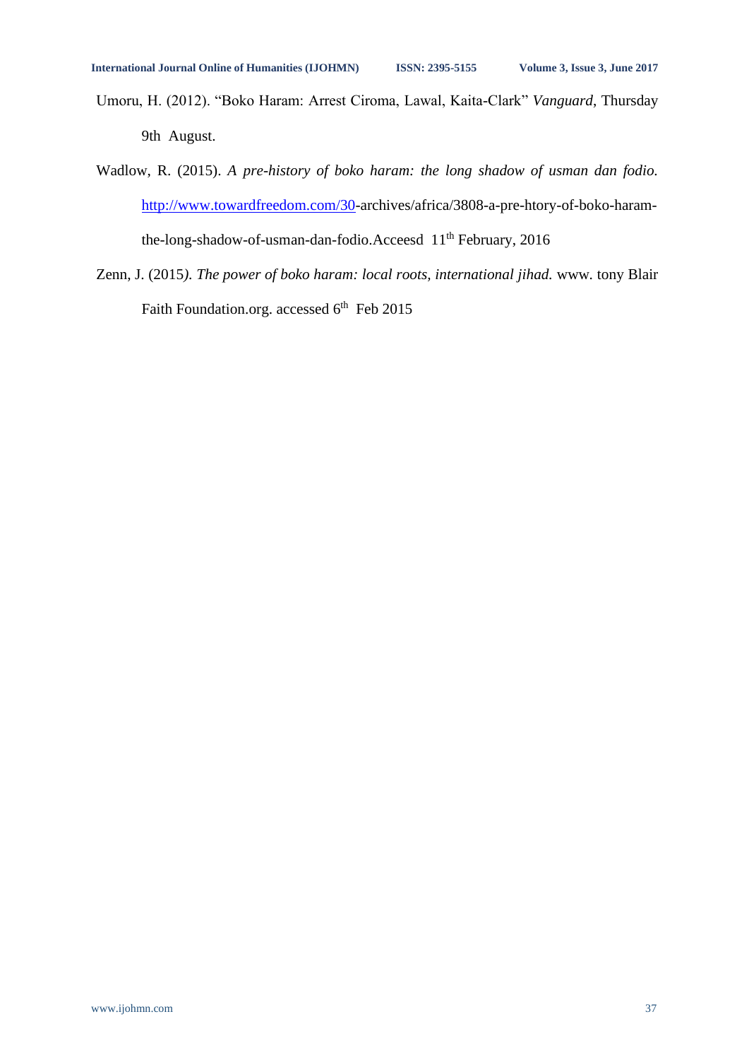Umoru, H. (2012). "Boko Haram: Arrest Ciroma, Lawal, Kaita-Clark" *Vanguard*, Thursday 9th August.

Wadlow, R. (2015). *A pre-history of boko haram: the long shadow of usman dan fodio.* http://www.towardfreedom.com/30-archives/africa/3808-a-pre-htory-of-boko-haram-the-long-shadow-of-usman-dan-fodio.Acceesd 11th February, 2016

Zenn, J. (2015). *The power of boko haram: local roots, international jihad.* www. tony Blair Faith Foundation.org. accessed 6th Feb 2015